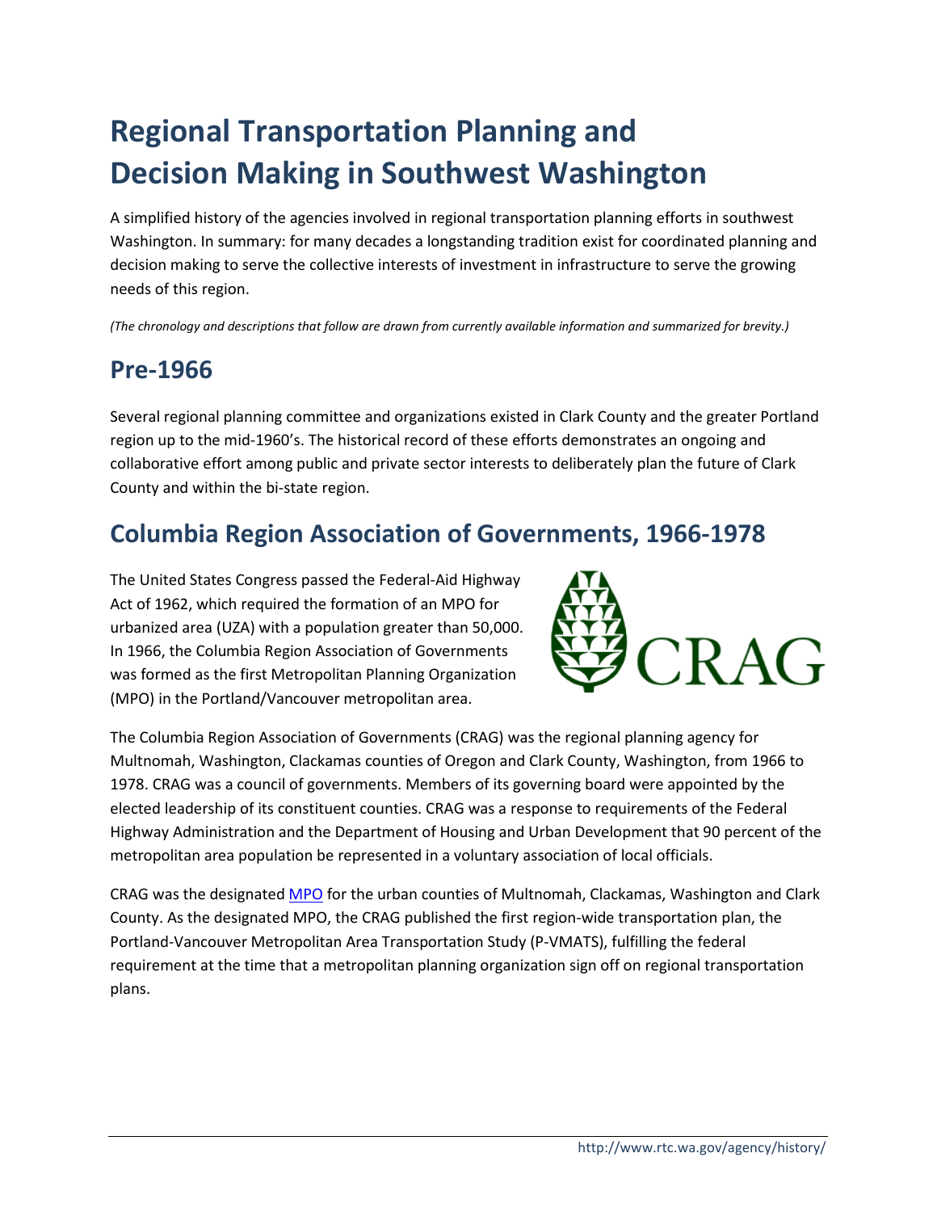# Regional Transportation Planning and Decision Making in Southwest Washington

A simplified history of the agencies involved in regional transportation planning efforts in southwest Washington. In summary: for many decades a longstanding tradition exist for coordinated planning and decision making to serve the collective interests of investment in infrastructure to serve the growing needs of this region.

*(The chronology and descriptions that follow are drawn from currently available information and summarized for brevity.)*

## Pre-1966

Several regional planning committee and organizations existed in Clark County and the greater Portland region up to the mid-1960's. The historical record of these efforts demonstrates an ongoing and collaborative effort among public and private sector interests to deliberately plan the future of Clark County and within the bi-state region.

## Columbia Region Association of Governments, 1966-1978

The United States Congress passed the Federal-Aid Highway Act of 1962, which required the formation of an MPO for urbanized area (UZA) with a population greater than 50,000. In 1966, the Columbia Region Association of Governments was formed as the first Metropolitan Planning Organization (MPO) in the Portland/Vancouver metropolitan area.

The Columbia Region Association of Governments (CRAG) was the regional planning agency for Multnomah, Washington, Clackamas counties of Oregon and Clark County, Washington, from 1966 to 1978. CRAG was a council of governments. Members of its governing board were appointed by the elected leadership of its constituent counties. CRAG was a response to requirements of the Federal Highway Administration and the Department of Housing and Urban Development that 90 percent of the metropolitan area population be represented in a voluntary association of local officials.

CRAG was the designated MPO for the urban counties of Multnomah, Clackamas, Washington and Clark County. As the designated MPO, the CRAG published the first region-wide transportation plan, the Portland-Vancouver Metropolitan Area Transportation Study (P-VMATS), fulfilling the federal requirement at the time that a metropolitan planning organization sign off on regional transportation plans.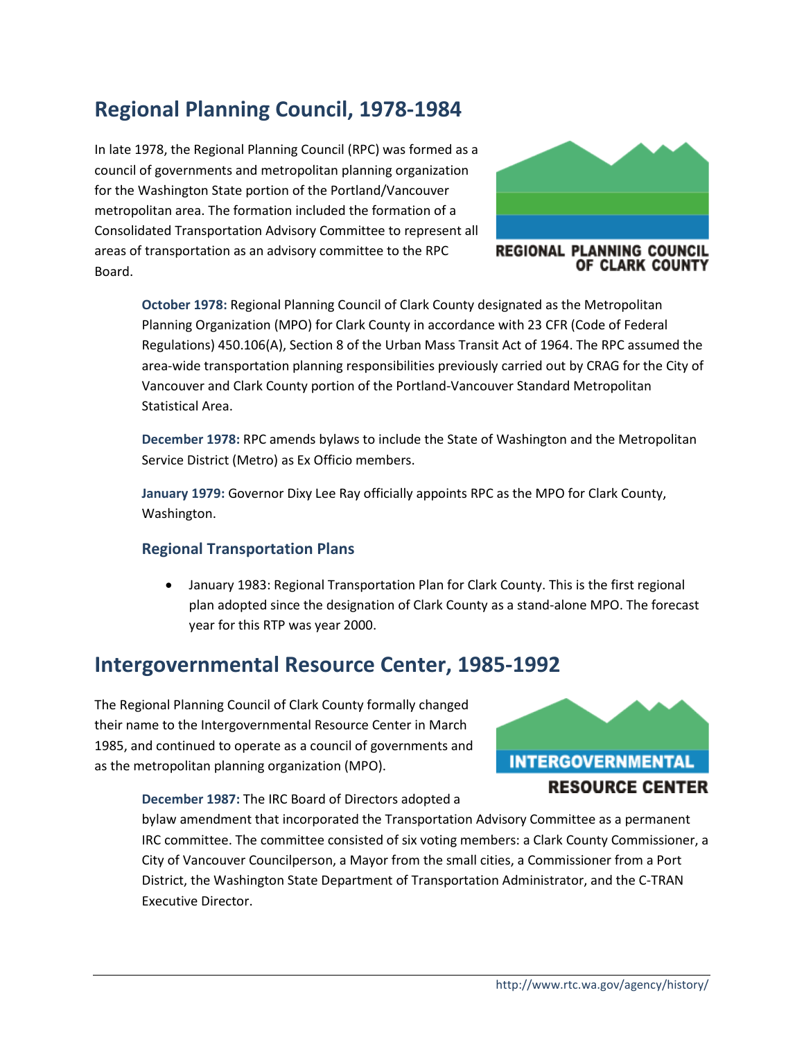## Regional Planning Council, 1978-1984

In late 1978, the Regional Planning Council (RPC) was formed as a council of governments and metropolitan planning organization for the Washington State portion of the Portland/Vancouver metropolitan area. The formation included the formation of a Consolidated Transportation Advisory Committee to represent all areas of transportation as an advisory committee to the RPC Board.

REGIONAL PLANNING COUNCIL OF CLARK COUNTY

**October 1978:** Regional Planning Council of Clark County designated as the Metropolitan Planning Organization (MPO) for Clark County in accordance with 23 CFR (Code of Federal Regulations) 450.106(A), Section 8 of the Urban Mass Transit Act of 1964. The RPC assumed the area-wide transportation planning responsibilities previously carried out by CRAG for the City of Vancouver and Clark County portion of the Portland-Vancouver Standard Metropolitan Statistical Area.

**December 1978:** RPC amends bylaws to include the State of Washington and the Metropolitan Service District (Metro) as Ex Officio members.

**January 1979:** Governor Dixy Lee Ray officially appoints RPC as the MPO for Clark County, Washington.

### Regional Transportation Plans

- January 1983: Regional Transportation Plan for Clark County. This is the first regional plan adopted since the designation of Clark County as a stand-alone MPO. The forecast year for this RTP was year 2000.

## Intergovernmental Resource Center, 1985-1992

The Regional Planning Council of Clark County formally changed their name to the Intergovernmental Resource Center in March 1985, and continued to operate as a council of governments and as the metropolitan planning organization (MPO).

INTERGOVERNMENTAL RESOURCE CENTER

**December 1987:** The IRC Board of Directors adopted a bylaw amendment that incorporated the Transportation Advisory Committee as a permanent IRC committee. The committee consisted of six voting members: a Clark County Commissioner, a City of Vancouver Councilperson, a Mayor from the small cities, a Commissioner from a Port District, the Washington State Department of Transportation Administrator, and the C-TRAN Executive Director.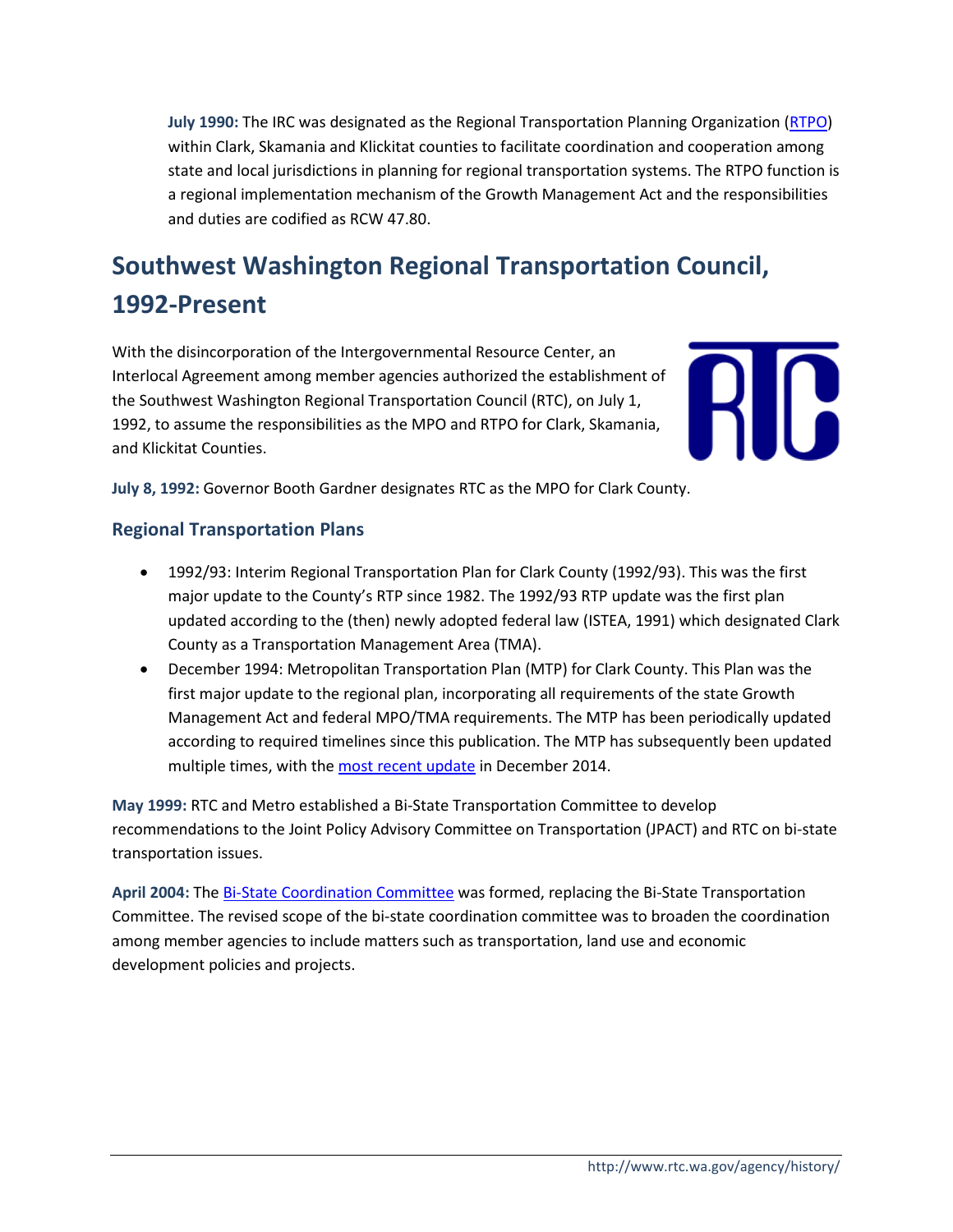**July 1990:** The IRC was designated as the Regional Transportation Planning Organization (RTPO) within Clark, Skamania and Klickitat counties to facilitate coordination and cooperation among state and local jurisdictions in planning for regional transportation systems. The RTPO function is a regional implementation mechanism of the Growth Management Act and the responsibilities and duties are codified as RCW 47.80.

# Southwest Washington Regional Transportation Council, 1992-Present

With the disincorporation of the Intergovernmental Resource Center, an Interlocal Agreement among member agencies authorized the establishment of the Southwest Washington Regional Transportation Council (RTC), on July 1, 1992, to assume the responsibilities as the MPO and RTPO for Clark, Skamania, and Klickitat Counties.

**July 8, 1992:** Governor Booth Gardner designates RTC as the MPO for Clark County.

## Regional Transportation Plans

- 1992/93: Interim Regional Transportation Plan for Clark County (1992/93). This was the first major update to the County's RTP since 1982. The 1992/93 RTP update was the first plan updated according to the (then) newly adopted federal law (ISTEA, 1991) which designated Clark County as a Transportation Management Area (TMA).
- December 1994: Metropolitan Transportation Plan (MTP) for Clark County. This Plan was the first major update to the regional plan, incorporating all requirements of the state Growth Management Act and federal MPO/TMA requirements. The MTP has been periodically updated according to required timelines since this publication. The MTP has subsequently been updated multiple times, with the most recent update in December 2014.

**May 1999:** RTC and Metro established a Bi-State Transportation Committee to develop recommendations to the Joint Policy Advisory Committee on Transportation (JPACT) and RTC on bi-state transportation issues.

**April 2004:** The Bi-State Coordination Committee was formed, replacing the Bi-State Transportation Committee. The revised scope of the bi-state coordination committee was to broaden the coordination among member agencies to include matters such as transportation, land use and economic development policies and projects.